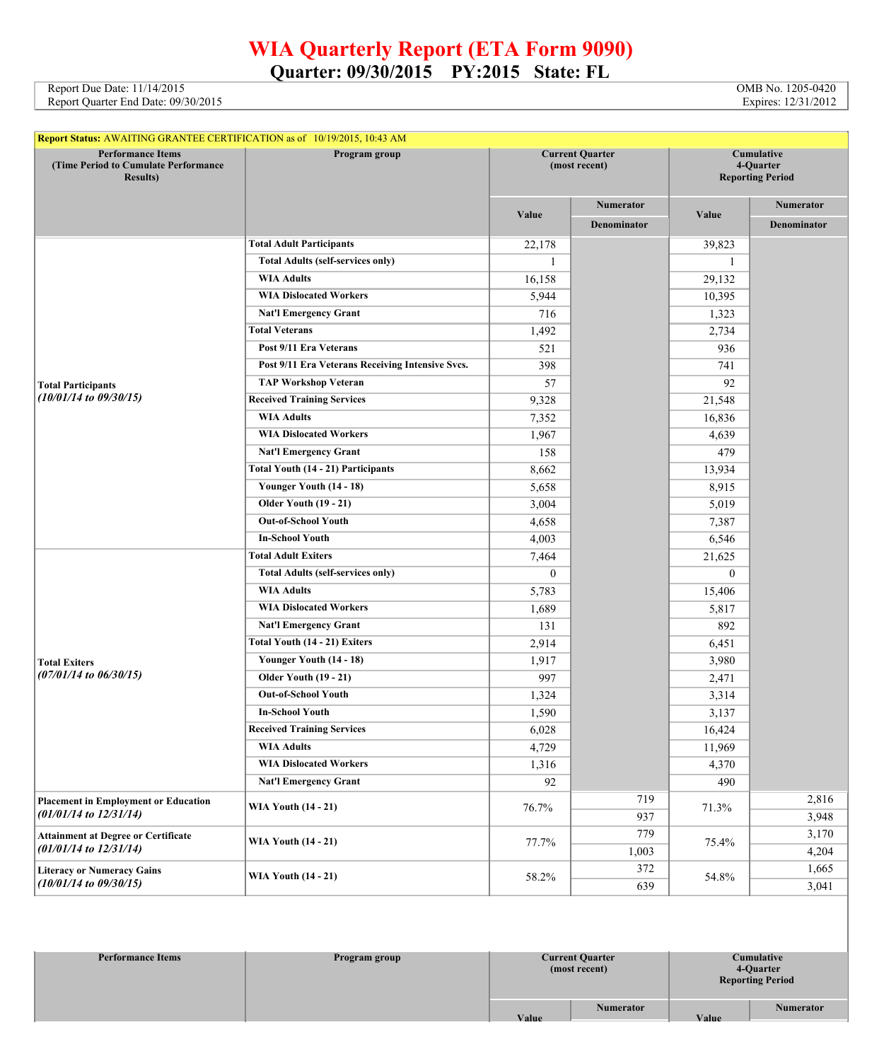# WIA Quarterly Report (ETA Form 9090)

## Quarter: 09/30/2015 PY:2015 State: FL

Report Due Date: 11/14/2015
Report Quarter End Date: 09/30/2015

OMB No. 1205-0420
Expires: 12/31/2012

**Report Status:** AWAITING GRANTEE CERTIFICATION as of 10/19/2015, 10:43 AM

| Performance Items (Time Period to Cumulate Performance Results) | Program group | Current Quarter (most recent) Value | Current Quarter Numerator / Denominator | Cumulative 4-Quarter Reporting Period Value | Cumulative 4-Quarter Numerator / Denominator |
|---|---|---|---|---|---|
| **Total Participants** *(10/01/14 to 09/30/15)* | **Total Adult Participants** | 22,178 | | 39,823 | |
| | **Total Adults (self-services only)** | 1 | | 1 | |
| | **WIA Adults** | 16,158 | | 29,132 | |
| | **WIA Dislocated Workers** | 5,944 | | 10,395 | |
| | **Nat'l Emergency Grant** | 716 | | 1,323 | |
| | **Total Veterans** | 1,492 | | 2,734 | |
| | **Post 9/11 Era Veterans** | 521 | | 936 | |
| | **Post 9/11 Era Veterans Receiving Intensive Svcs.** | 398 | | 741 | |
| | **TAP Workshop Veteran** | 57 | | 92 | |
| | **Received Training Services** | 9,328 | | 21,548 | |
| | **WIA Adults** | 7,352 | | 16,836 | |
| | **WIA Dislocated Workers** | 1,967 | | 4,639 | |
| | **Nat'l Emergency Grant** | 158 | | 479 | |
| | **Total Youth (14 - 21) Participants** | 8,662 | | 13,934 | |
| | **Younger Youth (14 - 18)** | 5,658 | | 8,915 | |
| | **Older Youth (19 - 21)** | 3,004 | | 5,019 | |
| | **Out-of-School Youth** | 4,658 | | 7,387 | |
| | **In-School Youth** | 4,003 | | 6,546 | |
| **Total Exiters** *(07/01/14 to 06/30/15)* | **Total Adult Exiters** | 7,464 | | 21,625 | |
| | **Total Adults (self-services only)** | 0 | | 0 | |
| | **WIA Adults** | 5,783 | | 15,406 | |
| | **WIA Dislocated Workers** | 1,689 | | 5,817 | |
| | **Nat'l Emergency Grant** | 131 | | 892 | |
| | **Total Youth (14 - 21) Exiters** | 2,914 | | 6,451 | |
| | **Younger Youth (14 - 18)** | 1,917 | | 3,980 | |
| | **Older Youth (19 - 21)** | 997 | | 2,471 | |
| | **Out-of-School Youth** | 1,324 | | 3,314 | |
| | **In-School Youth** | 1,590 | | 3,137 | |
| | **Received Training Services** | 6,028 | | 16,424 | |
| | **WIA Adults** | 4,729 | | 11,969 | |
| | **WIA Dislocated Workers** | 1,316 | | 4,370 | |
| | **Nat'l Emergency Grant** | 92 | | 490 | |
| **Placement in Employment or Education** *(01/01/14 to 12/31/14)* | **WIA Youth (14 - 21)** | 76.7% | 719 | 71.3% | 2,816 |
| | | | 937 | | 3,948 |
| **Attainment at Degree or Certificate** *(01/01/14 to 12/31/14)* | **WIA Youth (14 - 21)** | 77.7% | 779 | 75.4% | 3,170 |
| | | | 1,003 | | 4,204 |
| **Literacy or Numeracy Gains** *(10/01/14 to 09/30/15)* | **WIA Youth (14 - 21)** | 58.2% | 372 | 54.8% | 1,665 |
| | | | 639 | | 3,041 |

| Performance Items | Program group | Current Quarter (most recent) Value | Current Quarter Numerator | Cumulative 4-Quarter Reporting Period Value | Cumulative 4-Quarter Numerator |
|---|---|---|---|---|---|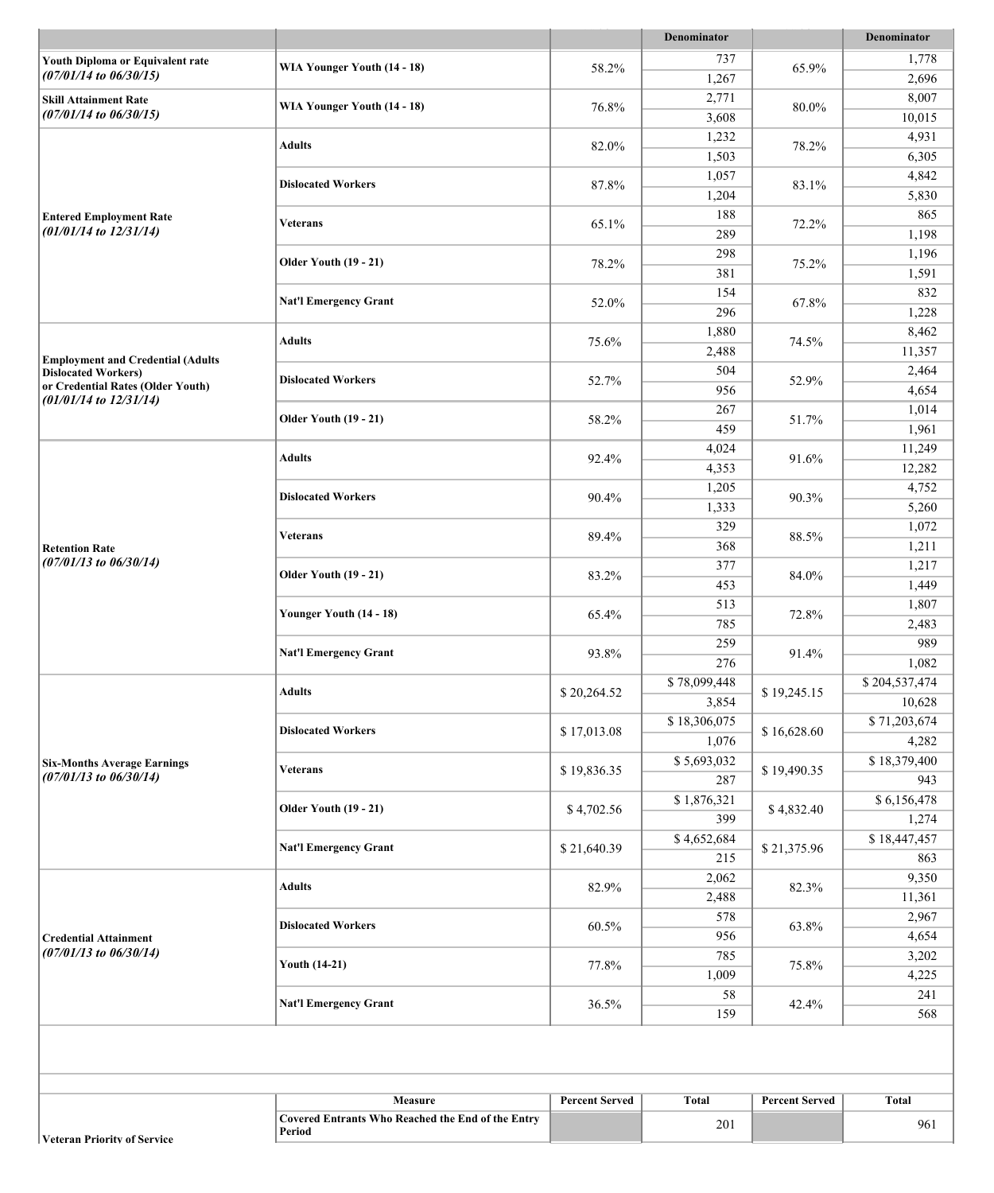| | | | Denominator | | Denominator |
|---|---|---|---|---|---|
| **Youth Diploma or Equivalent rate** ***(07/01/14 to 06/30/15)*** | **WIA Younger Youth (14 - 18)** | 58.2% | 737 | 65.9% | 1,778 |
| | | | 1,267 | | 2,696 |
| **Skill Attainment Rate** ***(07/01/14 to 06/30/15)*** | **WIA Younger Youth (14 - 18)** | 76.8% | 2,771 | 80.0% | 8,007 |
| | | | 3,608 | | 10,015 |
| **Entered Employment Rate** ***(01/01/14 to 12/31/14)*** | **Adults** | 82.0% | 1,232 | 78.2% | 4,931 |
| | | | 1,503 | | 6,305 |
| | **Dislocated Workers** | 87.8% | 1,057 | 83.1% | 4,842 |
| | | | 1,204 | | 5,830 |
| | **Veterans** | 65.1% | 188 | 72.2% | 865 |
| | | | 289 | | 1,198 |
| | **Older Youth (19 - 21)** | 78.2% | 298 | 75.2% | 1,196 |
| | | | 381 | | 1,591 |
| | **Nat'l Emergency Grant** | 52.0% | 154 | 67.8% | 832 |
| | | | 296 | | 1,228 |
| **Employment and Credential (Adults Dislocated Workers) or Credential Rates (Older Youth)** ***(01/01/14 to 12/31/14)*** | **Adults** | 75.6% | 1,880 | 74.5% | 8,462 |
| | | | 2,488 | | 11,357 |
| | **Dislocated Workers** | 52.7% | 504 | 52.9% | 2,464 |
| | | | 956 | | 4,654 |
| | **Older Youth (19 - 21)** | 58.2% | 267 | 51.7% | 1,014 |
| | | | 459 | | 1,961 |
| **Retention Rate** ***(07/01/13 to 06/30/14)*** | **Adults** | 92.4% | 4,024 | 91.6% | 11,249 |
| | | | 4,353 | | 12,282 |
| | **Dislocated Workers** | 90.4% | 1,205 | 90.3% | 4,752 |
| | | | 1,333 | | 5,260 |
| | **Veterans** | 89.4% | 329 | 88.5% | 1,072 |
| | | | 368 | | 1,211 |
| | **Older Youth (19 - 21)** | 83.2% | 377 | 84.0% | 1,217 |
| | | | 453 | | 1,449 |
| | **Younger Youth (14 - 18)** | 65.4% | 513 | 72.8% | 1,807 |
| | | | 785 | | 2,483 |
| | **Nat'l Emergency Grant** | 93.8% | 259 | 91.4% | 989 |
| | | | 276 | | 1,082 |
| **Six-Months Average Earnings** ***(07/01/13 to 06/30/14)*** | **Adults** | $ 20,264.52 | $ 78,099,448 | $ 19,245.15 | $ 204,537,474 |
| | | | 3,854 | | 10,628 |
| | **Dislocated Workers** | $ 17,013.08 | $ 18,306,075 | $ 16,628.60 | $ 71,203,674 |
| | | | 1,076 | | 4,282 |
| | **Veterans** | $ 19,836.35 | $ 5,693,032 | $ 19,490.35 | $ 18,379,400 |
| | | | 287 | | 943 |
| | **Older Youth (19 - 21)** | $ 4,702.56 | $ 1,876,321 | $ 4,832.40 | $ 6,156,478 |
| | | | 399 | | 1,274 |
| | **Nat'l Emergency Grant** | $ 21,640.39 | $ 4,652,684 | $ 21,375.96 | $ 18,447,457 |
| | | | 215 | | 863 |
| **Credential Attainment** ***(07/01/13 to 06/30/14)*** | **Adults** | 82.9% | 2,062 | 82.3% | 9,350 |
| | | | 2,488 | | 11,361 |
| | **Dislocated Workers** | 60.5% | 578 | 63.8% | 2,967 |
| | | | 956 | | 4,654 |
| | **Youth (14-21)** | 77.8% | 785 | 75.8% | 3,202 |
| | | | 1,009 | | 4,225 |
| | **Nat'l Emergency Grant** | 36.5% | 58 | 42.4% | 241 |
| | | | 159 | | 568 |

| | Measure | Percent Served | Total | Percent Served | Total |
|---|---|---|---|---|---|
| **Veteran Priority of Service** | **Covered Entrants Who Reached the End of the Entry Period** | | 201 | | 961 |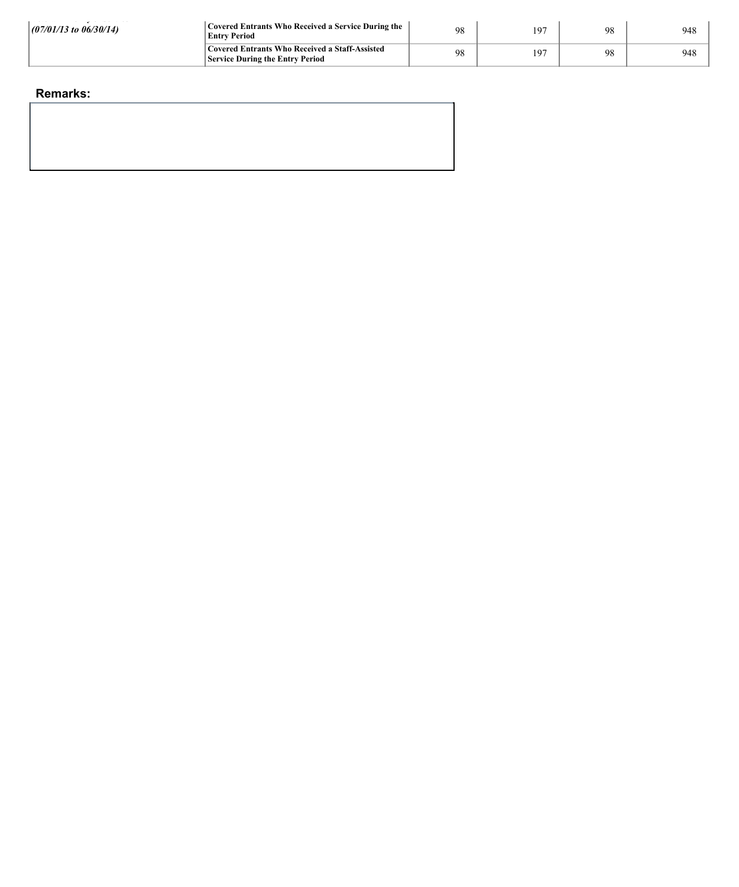| | | | | | |
|---|---|---|---|---|---|
| *(07/01/13 to 06/30/14)* | **Covered Entrants Who Received a Service During the Entry Period** | 98 | 197 | 98 | 948 |
| | **Covered Entrants Who Received a Staff-Assisted Service During the Entry Period** | 98 | 197 | 98 | 948 |

**Remarks:**